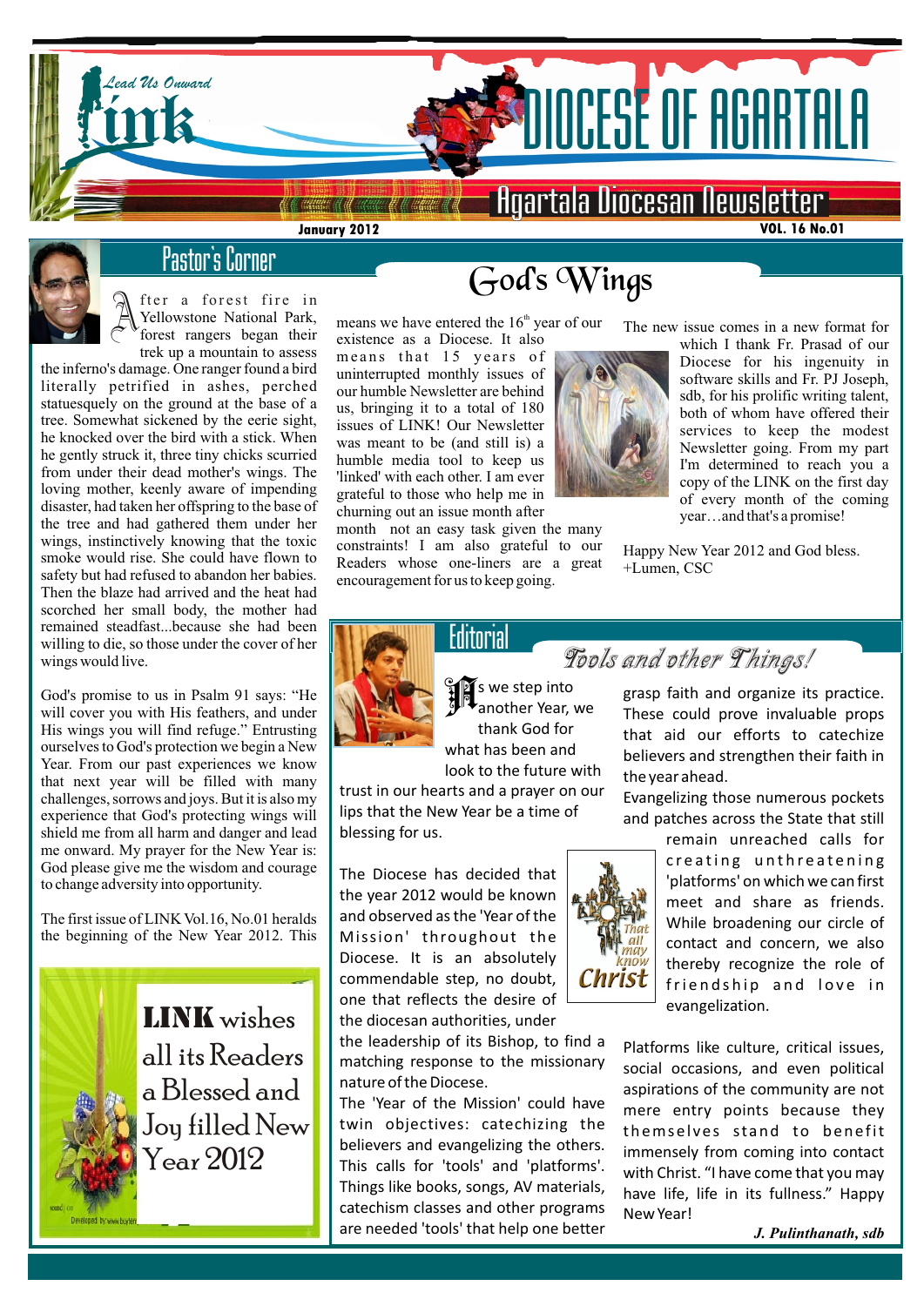# Link — Lead Us Onward

# DIOCESE OF AGARTALA

## Agartala Diocesan Newsletter

January 2012 | VOL. 16 No.01

## Pastor's Corner

# God's Wings

After a forest fire in Yellowstone National Park, forest rangers began their trek up a mountain to assess the inferno's damage. One ranger found a bird literally petrified in ashes, perched statuesquely on the ground at the base of a tree. Somewhat sickened by the eerie sight, he knocked over the bird with a stick. When he gently struck it, three tiny chicks scurried from under their dead mother's wings. The loving mother, keenly aware of impending disaster, had taken her offspring to the base of the tree and had gathered them under her wings, instinctively knowing that the toxic smoke would rise. She could have flown to safety but had refused to abandon her babies. Then the blaze had arrived and the heat had scorched her small body, the mother had remained steadfast...because she had been willing to die, so those under the cover of her wings would live.

God's promise to us in Psalm 91 says: "He will cover you with His feathers, and under His wings you will find refuge." Entrusting ourselves to God's protection we begin a New Year. From our past experiences we know that next year will be filled with many challenges, sorrows and joys. But it is also my experience that God's protecting wings will shield me from all harm and danger and lead me onward. My prayer for the New Year is: God please give me the wisdom and courage to change adversity into opportunity.

The first issue of LINK Vol.16, No.01 heralds the beginning of the New Year 2012. This means we have entered the 16th year of our existence as a Diocese. It also means that 15 years of uninterrupted monthly issues of our humble Newsletter are behind us, bringing it to a total of 180 issues of LINK! Our Newsletter was meant to be (and still is) a humble media tool to keep us 'linked' with each other. I am ever grateful to those who help me in churning out an issue month after month not an easy task given the many constraints! I am also grateful to our Readers whose one-liners are a great encouragement for us to keep going.

The new issue comes in a new format for which I thank Fr. Prasad of our Diocese for his ingenuity in software skills and Fr. PJ Joseph, sdb, for his prolific writing talent, both of whom have offered their services to keep the modest Newsletter going. From my part I'm determined to reach you a copy of the LINK on the first day of every month of the coming year…and that's a promise!

Happy New Year 2012 and God bless.
+Lumen, CSC

**LINK wishes all its Readers a Blessed and Joy filled New Year 2012**

## Editorial

### *Tools and other Things!*

As we step into another Year, we thank God for what has been and look to the future with trust in our hearts and a prayer on our lips that the New Year be a time of blessing for us.

The Diocese has decided that the year 2012 would be known and observed as the 'Year of the Mission' throughout the Diocese. It is an absolutely commendable step, no doubt, one that reflects the desire of the diocesan authorities, under the leadership of its Bishop, to find a matching response to the missionary nature of the Diocese.

*That all may know Christ*

The 'Year of the Mission' could have twin objectives: catechizing the believers and evangelizing the others. This calls for 'tools' and 'platforms'. Things like books, songs, AV materials, catechism classes and other programs are needed 'tools' that help one better grasp faith and organize its practice. These could prove invaluable props that aid our efforts to catechize believers and strengthen their faith in the year ahead.

Evangelizing those numerous pockets and patches across the State that still remain unreached calls for creating unthreatening 'platforms' on which we can first meet and share as friends. While broadening our circle of contact and concern, we also thereby recognize the role of friendship and love in evangelization.

Platforms like culture, critical issues, social occasions, and even political aspirations of the community are not mere entry points because they themselves stand to benefit immensely from coming into contact with Christ. "I have come that you may have life, life in its fullness." Happy New Year!

*J. Pulinthanath, sdb*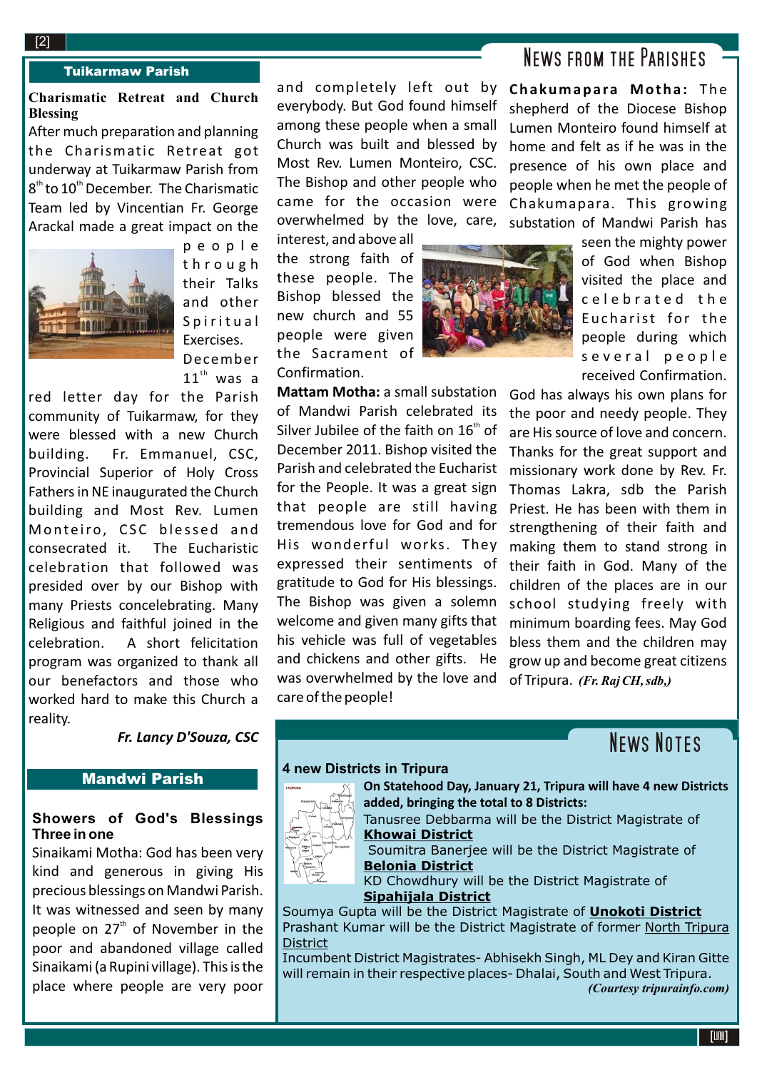# News from the Parishes

## Tuikarmaw Parish

### Charismatic Retreat and Church Blessing

After much preparation and planning the Charismatic Retreat got underway at Tuikarmaw Parish from 8th to 10th December. The Charismatic Team led by Vincentian Fr. George Arackal made a great impact on the people through their Talks and other Spiritual Exercises. December 11th was a red letter day for the Parish community of Tuikarmaw, for they were blessed with a new Church building. Fr. Emmanuel, CSC, Provincial Superior of Holy Cross Fathers in NE inaugurated the Church building and Most Rev. Lumen Monteiro, CSC blessed and consecrated it. The Eucharistic celebration that followed was presided over by our Bishop with many Priests concelebrating. Many Religious and faithful joined in the celebration. A short felicitation program was organized to thank all our benefactors and those who worked hard to make this Church a reality.

***Fr. Lancy D'Souza, CSC***

## Mandwi Parish

### Showers of God's Blessings Three in one

Sinaikami Motha: God has been very kind and generous in giving His precious blessings on Mandwi Parish. It was witnessed and seen by many people on 27th of November in the poor and abandoned village called Sinaikami (a Rupini village). This is the place where people are very poor and completely left out by everybody. But God found himself among these people when a small Church was built and blessed by Most Rev. Lumen Monteiro, CSC. The Bishop and other people who came for the occasion were overwhelmed by the love, care, interest, and above all the strong faith of these people. The Bishop blessed the new church and 55 people were given the Sacrament of Confirmation.

**Mattam Motha:** a small substation of Mandwi Parish celebrated its Silver Jubilee of the faith on 16th of December 2011. Bishop visited the Parish and celebrated the Eucharist for the People. It was a great sign that people are still having tremendous love for God and for His wonderful works. They expressed their sentiments of gratitude to God for His blessings. The Bishop was given a solemn welcome and given many gifts that his vehicle was full of vegetables and chickens and other gifts. He was overwhelmed by the love and care of the people!

**Chakumapara Motha:** The shepherd of the Diocese Bishop Lumen Monteiro found himself at home and felt as if he was in the presence of his own place and people when he met the people of Chakumapara. This growing substation of Mandwi Parish has seen the mighty power of God when Bishop visited the place and celebrated the Eucharist for the people during which several people received Confirmation.

God has always his own plans for the poor and needy people. They are His source of love and concern. Thanks for the great support and missionary work done by Rev. Fr. Thomas Lakra, sdb the Parish Priest. He has been with them in strengthening of their faith and making them to stand strong in their faith in God. Many of the children of the places are in our school studying freely with minimum boarding fees. May God bless them and the children may grow up and become great citizens of Tripura. ***(Fr. Raj CH, sdb,)***

# News Notes

### 4 new Districts in Tripura

**On Statehood Day, January 21, Tripura will have 4 new Districts added, bringing the total to 8 Districts:**

Tanusree Debbarma will be the District Magistrate of **Khowai District**

Soumitra Banerjee will be the District Magistrate of **Belonia District**

KD Chowdhury will be the District Magistrate of **Sipahijala District**

Soumya Gupta will be the District Magistrate of **Unokoti District**

Prashant Kumar will be the District Magistrate of former North Tripura District

Incumbent District Magistrates- Abhisekh Singh, ML Dey and Kiran Gitte will remain in their respective places- Dhalai, South and West Tripura.

***(Courtesy tripurainfo.com)***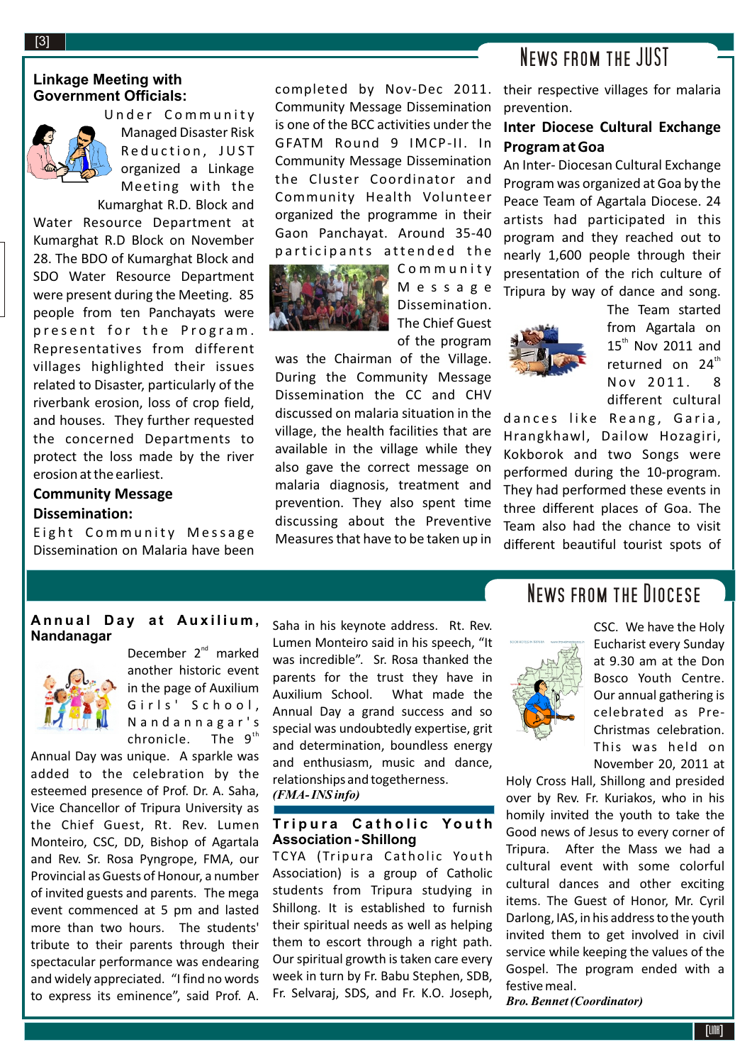## News from the JUST

### Linkage Meeting with Government Officials:

Under Community Managed Disaster Risk Reduction, JUST organized a Linkage Meeting with the Kumarghat R.D. Block and Water Resource Department at Kumarghat R.D Block on November 28. The BDO of Kumarghat Block and SDO Water Resource Department were present during the Meeting. 85 people from ten Panchayats were present for the Program. Representatives from different villages highlighted their issues related to Disaster, particularly of the riverbank erosion, loss of crop field, and houses. They further requested the concerned Departments to protect the loss made by the river erosion at the earliest.

### Community Message Dissemination:

Eight Community Message Dissemination on Malaria have been completed by Nov-Dec 2011. Community Message Dissemination is one of the BCC activities under the GFATM Round 9 IMCP-II. In Community Message Dissemination the Cluster Coordinator and Community Health Volunteer organized the programme in their Gaon Panchayat. Around 35-40 participants attended the Community Message Dissemination. The Chief Guest of the program was the Chairman of the Village. During the Community Message Dissemination the CC and CHV discussed on malaria situation in the village, the health facilities that are available in the village while they also gave the correct message on malaria diagnosis, treatment and prevention. They also spent time discussing about the Preventive Measures that have to be taken up in their respective villages for malaria prevention.

### Inter Diocese Cultural Exchange Program at Goa

An Inter- Diocesan Cultural Exchange Program was organized at Goa by the Peace Team of Agartala Diocese. 24 artists had participated in this program and they reached out to nearly 1,600 people through their presentation of the rich culture of Tripura by way of dance and song. The Team started from Agartala on 15[th] Nov 2011 and returned on 24[th] Nov 2011. 8 different cultural dances like Reang, Garia, Hrangkhawl, Dailow Hozagiri, Kokborok and two Songs were performed during the 10-program. They had performed these events in three different places of Goa. The Team also had the chance to visit different beautiful tourist spots of

## News from the Diocese

### Annual Day at Auxilium, Nandanagar

December 2[nd] marked another historic event in the page of Auxilium Girls' School, Nandannagar's chronicle. The 9[th] Annual Day was unique. A sparkle was added to the celebration by the esteemed presence of Prof. Dr. A. Saha, Vice Chancellor of Tripura University as the Chief Guest, Rt. Rev. Lumen Monteiro, CSC, DD, Bishop of Agartala and Rev. Sr. Rosa Pyngrope, FMA, our Provincial as Guests of Honour, a number of invited guests and parents. The mega event commenced at 5 pm and lasted more than two hours. The students' tribute to their parents through their spectacular performance was endearing and widely appreciated. "I find no words to express its eminence", said Prof. A. Saha in his keynote address. Rt. Rev. Lumen Monteiro said in his speech, "It was incredible". Sr. Rosa thanked the parents for the trust they have in Auxilium School. What made the Annual Day a grand success and so special was undoubtedly expertise, grit and determination, boundless energy and enthusiasm, music and dance, relationships and togetherness.

***(FMA- INS info)***

### Tripura Catholic Youth Association - Shillong

TCYA (Tripura Catholic Youth Association) is a group of Catholic students from Tripura studying in Shillong. It is established to furnish their spiritual needs as well as helping them to escort through a right path. Our spiritual growth is taken care every week in turn by Fr. Babu Stephen, SDB, Fr. Selvaraj, SDS, and Fr. K.O. Joseph, CSC. We have the Holy Eucharist every Sunday at 9.30 am at the Don Bosco Youth Centre. Our annual gathering is celebrated as Pre-Christmas celebration. This was held on November 20, 2011 at Holy Cross Hall, Shillong and presided over by Rev. Fr. Kuriakos, who in his homily invited the youth to take the Good news of Jesus to every corner of Tripura. After the Mass we had a cultural event with some colorful cultural dances and other exciting items. The Guest of Honor, Mr. Cyril Darlong, IAS, in his address to the youth invited them to get involved in civil service while keeping the values of the Gospel. The program ended with a festive meal.

***Bro. Bennet (Coordinator)***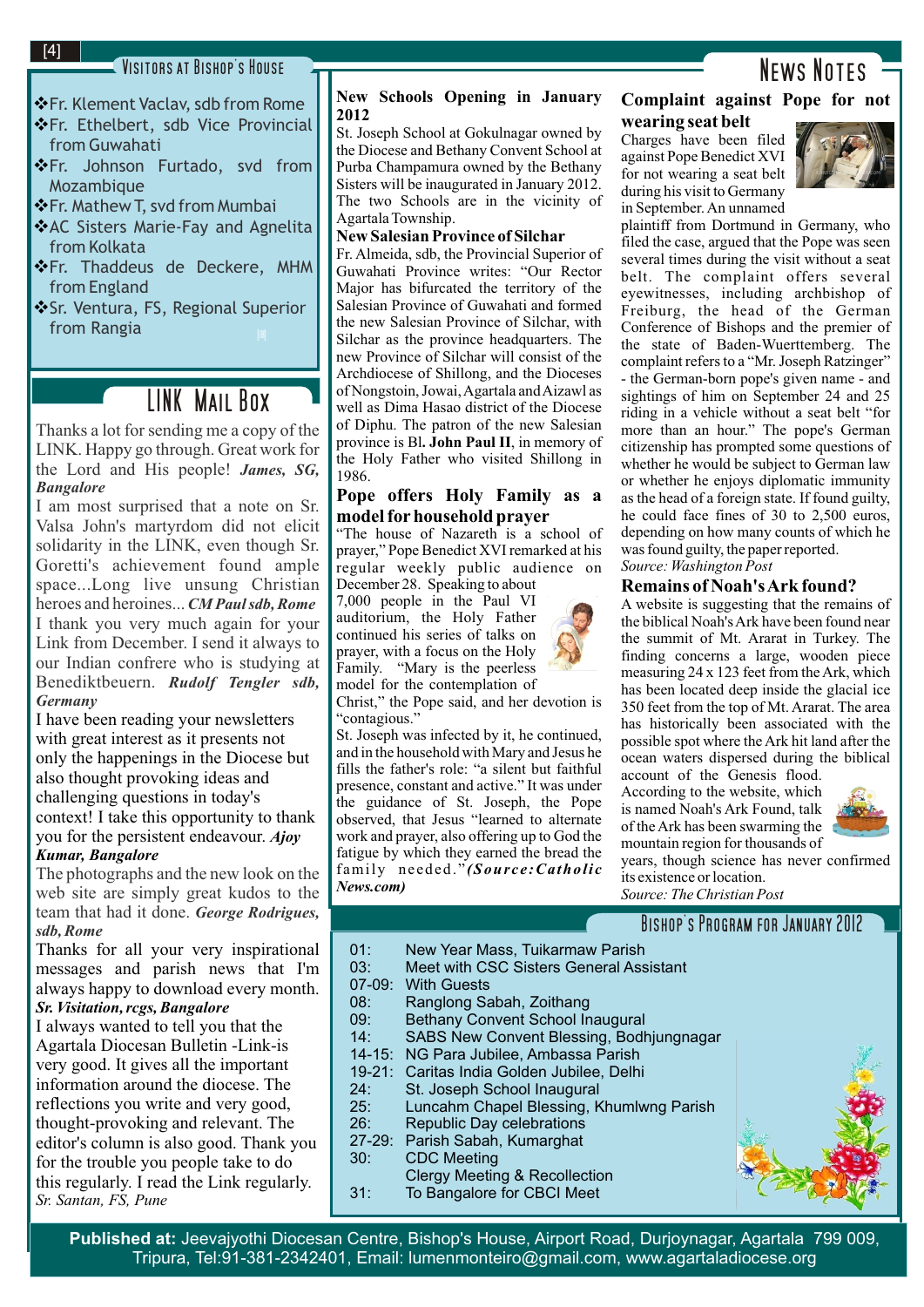## Visitors at Bishop's House

- Fr. Klement Vaclav, sdb from Rome
- Fr. Ethelbert, sdb Vice Provincial from Guwahati
- Fr. Johnson Furtado, svd from Mozambique
- Fr. Mathew T, svd from Mumbai
- AC Sisters Marie-Fay and Agnelita from Kolkata
- Fr. Thaddeus de Deckere, MHM from England
- Sr. Ventura, FS, Regional Superior from Rangia

## LINK Mail Box

Thanks a lot for sending me a copy of the LINK. Happy go through. Great work for the Lord and His people! ***James, SG, Bangalore***

I am most surprised that a note on Sr. Valsa John's martyrdom did not elicit solidarity in the LINK, even though Sr. Goretti's achievement found ample space...Long live unsung Christian heroes and heroines... ***CM Paul sdb, Rome***

I thank you very much again for your Link from December. I send it always to our Indian confrere who is studying at Benediktbeuern. ***Rudolf Tengler sdb, Germany***

I have been reading your newsletters with great interest as it presents not only the happenings in the Diocese but also thought provoking ideas and challenging questions in today's context! I take this opportunity to thank you for the persistent endeavour. ***Ajoy Kumar, Bangalore***

The photographs and the new look on the web site are simply great kudos to the team that had it done. ***George Rodrigues, sdb, Rome***

Thanks for all your very inspirational messages and parish news that I'm always happy to download every month. ***Sr. Visitation, rcgs, Bangalore***

I always wanted to tell you that the Agartala Diocesan Bulletin -Link-is very good. It gives all the important information around the diocese. The reflections you write and very good, thought-provoking and relevant. The editor's column is also good. Thank you for the trouble you people take to do this regularly. I read the Link regularly. *Sr. Santan, FS, Pune*

## News Notes

### New Schools Opening in January 2012

St. Joseph School at Gokulnagar owned by the Diocese and Bethany Convent School at Purba Champamura owned by the Bethany Sisters will be inaugurated in January 2012. The two Schools are in the vicinity of Agartala Township.

### New Salesian Province of Silchar

Fr. Almeida, sdb, the Provincial Superior of Guwahati Province writes: "Our Rector Major has bifurcated the territory of the Salesian Province of Guwahati and formed the new Salesian Province of Silchar, with Silchar as the province headquarters. The new Province of Silchar will consist of the Archdiocese of Shillong, and the Dioceses of Nongstoin, Jowai, Agartala and Aizawl as well as Dima Hasao district of the Diocese of Diphu. The patron of the new Salesian province is Bl. **John Paul II**, in memory of the Holy Father who visited Shillong in 1986.

### Pope offers Holy Family as a model for household prayer

"The house of Nazareth is a school of prayer," Pope Benedict XVI remarked at his regular weekly public audience on December 28. Speaking to about 7,000 people in the Paul VI auditorium, the Holy Father continued his series of talks on prayer, with a focus on the Holy Family. "Mary is the peerless model for the contemplation of Christ," the Pope said, and her devotion is "contagious."

St. Joseph was infected by it, he continued, and in the household with Mary and Jesus he fills the father's role: "a silent but faithful presence, constant and active." It was under the guidance of St. Joseph, the Pope observed, that Jesus "learned to alternate work and prayer, also offering up to God the fatigue by which they earned the bread the family needed."***(Source:Catholic News.com)***

### Complaint against Pope for not wearing seat belt

Charges have been filed against Pope Benedict XVI for not wearing a seat belt during his visit to Germany in September. An unnamed plaintiff from Dortmund in Germany, who filed the case, argued that the Pope was seen several times during the visit without a seat belt. The complaint offers several eyewitnesses, including archbishop of Freiburg, the head of the German Conference of Bishops and the premier of the state of Baden-Wuerttemberg. The complaint refers to a "Mr. Joseph Ratzinger" - the German-born pope's given name - and sightings of him on September 24 and 25 riding in a vehicle without a seat belt "for more than an hour." The pope's German citizenship has prompted some questions of whether he would be subject to German law or whether he enjoys diplomatic immunity as the head of a foreign state. If found guilty, he could face fines of 30 to 2,500 euros, depending on how many counts of which he was found guilty, the paper reported.

*Source: Washington Post*

### Remains of Noah's Ark found?

A website is suggesting that the remains of the biblical Noah's Ark have been found near the summit of Mt. Ararat in Turkey. The finding concerns a large, wooden piece measuring 24 x 123 feet from the Ark, which has been located deep inside the glacial ice 350 feet from the top of Mt. Ararat. The area has historically been associated with the possible spot where the Ark hit land after the ocean waters dispersed during the biblical account of the Genesis flood. According to the website, which is named Noah's Ark Found, talk of the Ark has been swarming the mountain region for thousands of years, though science has never confirmed its existence or location.

*Source: The Christian Post*

## Bishop's Program for January 2012

| | |
|---|---|
| 01: | New Year Mass, Tuikarmaw Parish |
| 03: | Meet with CSC Sisters General Assistant |
| 07-09: | With Guests |
| 08: | Ranglong Sabah, Zoithang |
| 09: | Bethany Convent School Inaugural |
| 14: | SABS New Convent Blessing, Bodhjungnagar |
| 14-15: | NG Para Jubilee, Ambassa Parish |
| 19-21: | Caritas India Golden Jubilee, Delhi |
| 24: | St. Joseph School Inaugural |
| 25: | Luncahm Chapel Blessing, Khumlwng Parish |
| 26: | Republic Day celebrations |
| 27-29: | Parish Sabah, Kumarghat |
| 30: | CDC Meeting |
| | Clergy Meeting & Recollection |
| 31: | To Bangalore for CBCI Meet |

**Published at:** Jeevajyothi Diocesan Centre, Bishop's House, Airport Road, Durjoynagar, Agartala 799 009, Tripura, Tel:91-381-2342401, Email: lumenmonteiro@gmail.com, www.agartaladiocese.org